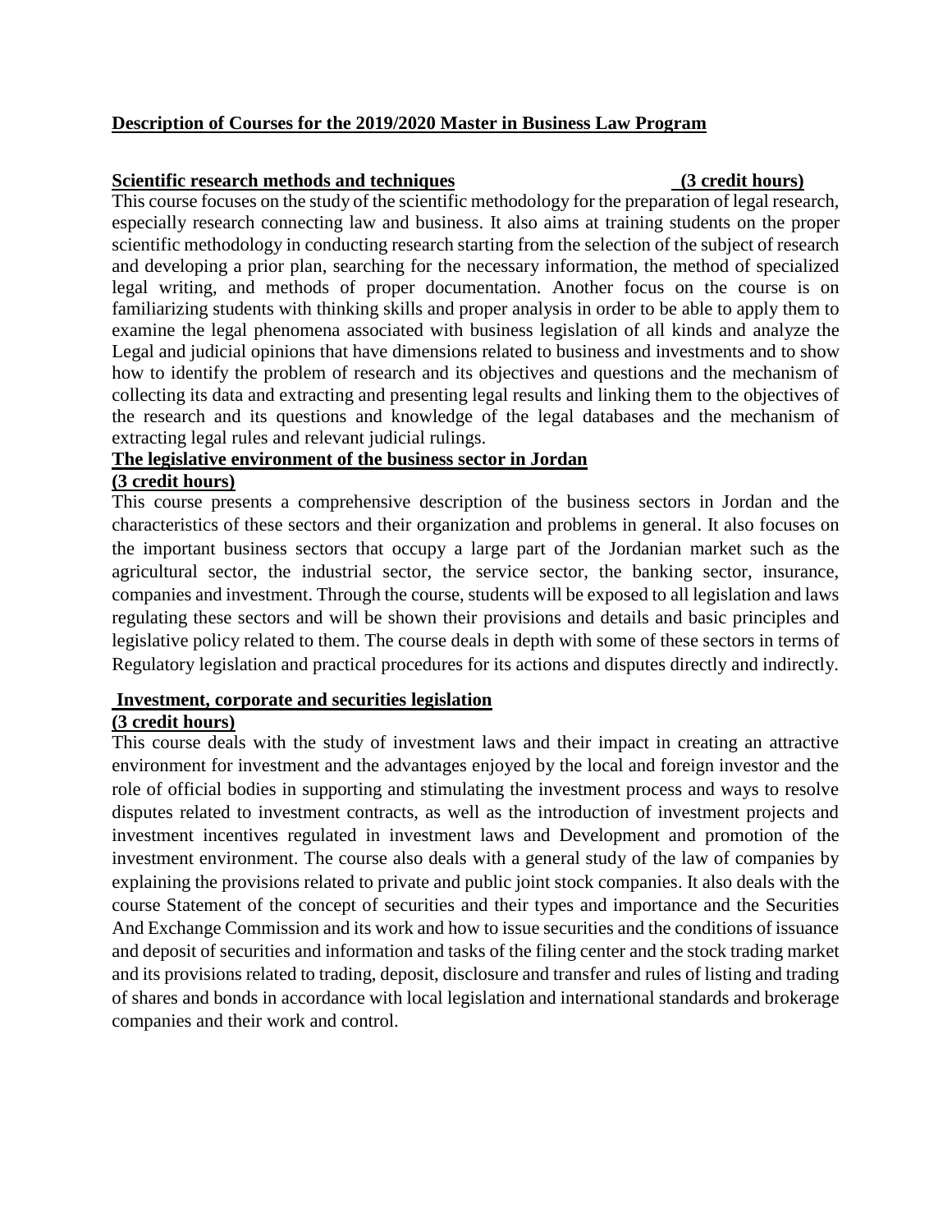## Description of Courses for the 2019/2020 Master in Business Law Program

### Scientific research methods and techniques (3 credit hours)

This course focuses on the study of the scientific methodology for the preparation of legal research, especially research connecting law and business. It also aims at training students on the proper scientific methodology in conducting research starting from the selection of the subject of research and developing a prior plan, searching for the necessary information, the method of specialized legal writing, and methods of proper documentation. Another focus on the course is on familiarizing students with thinking skills and proper analysis in order to be able to apply them to examine the legal phenomena associated with business legislation of all kinds and analyze the Legal and judicial opinions that have dimensions related to business and investments and to show how to identify the problem of research and its objectives and questions and the mechanism of collecting its data and extracting and presenting legal results and linking them to the objectives of the research and its questions and knowledge of the legal databases and the mechanism of extracting legal rules and relevant judicial rulings.

### The legislative environment of the business sector in Jordan

**(3 credit hours)**

This course presents a comprehensive description of the business sectors in Jordan and the characteristics of these sectors and their organization and problems in general. It also focuses on the important business sectors that occupy a large part of the Jordanian market such as the agricultural sector, the industrial sector, the service sector, the banking sector, insurance, companies and investment. Through the course, students will be exposed to all legislation and laws regulating these sectors and will be shown their provisions and details and basic principles and legislative policy related to them. The course deals in depth with some of these sectors in terms of Regulatory legislation and practical procedures for its actions and disputes directly and indirectly.

### Investment, corporate and securities legislation

**(3 credit hours)**

This course deals with the study of investment laws and their impact in creating an attractive environment for investment and the advantages enjoyed by the local and foreign investor and the role of official bodies in supporting and stimulating the investment process and ways to resolve disputes related to investment contracts, as well as the introduction of investment projects and investment incentives regulated in investment laws and Development and promotion of the investment environment. The course also deals with a general study of the law of companies by explaining the provisions related to private and public joint stock companies. It also deals with the course Statement of the concept of securities and their types and importance and the Securities And Exchange Commission and its work and how to issue securities and the conditions of issuance and deposit of securities and information and tasks of the filing center and the stock trading market and its provisions related to trading, deposit, disclosure and transfer and rules of listing and trading of shares and bonds in accordance with local legislation and international standards and brokerage companies and their work and control.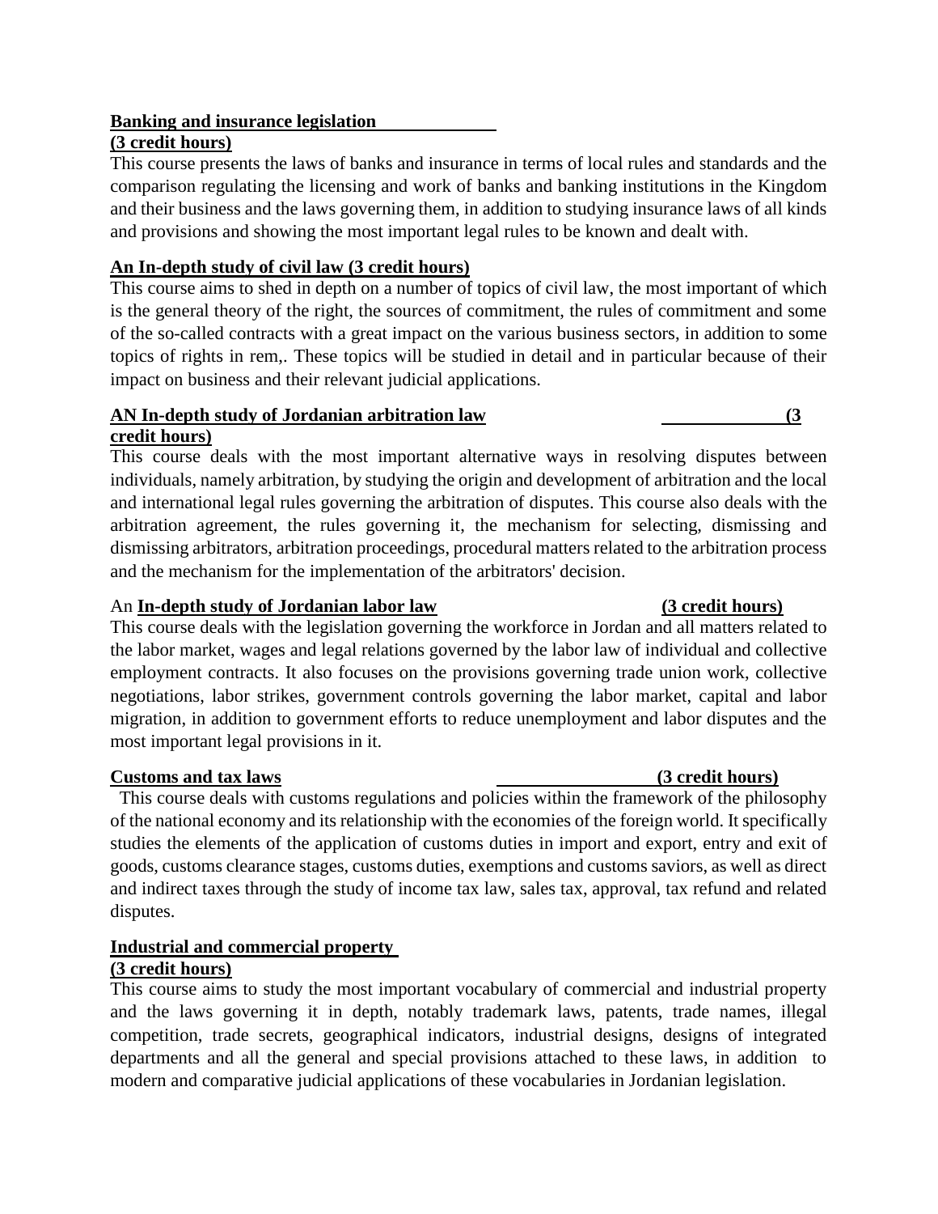**Banking and insurance legislation**
**(3 credit hours)**

This course presents the laws of banks and insurance in terms of local rules and standards and the comparison regulating the licensing and work of banks and banking institutions in the Kingdom and their business and the laws governing them, in addition to studying insurance laws of all kinds and provisions and showing the most important legal rules to be known and dealt with.

**An In-depth study of civil law (3 credit hours)**

This course aims to shed in depth on a number of topics of civil law, the most important of which is the general theory of the right, the sources of commitment, the rules of commitment and some of the so-called contracts with a great impact on the various business sectors, in addition to some topics of rights in rem,. These topics will be studied in detail and in particular because of their impact on business and their relevant judicial applications.

**AN In-depth study of Jordanian arbitration law (3 credit hours)**

This course deals with the most important alternative ways in resolving disputes between individuals, namely arbitration, by studying the origin and development of arbitration and the local and international legal rules governing the arbitration of disputes. This course also deals with the arbitration agreement, the rules governing it, the mechanism for selecting, dismissing and dismissing arbitrators, arbitration proceedings, procedural matters related to the arbitration process and the mechanism for the implementation of the arbitrators' decision.

An **In-depth study of Jordanian labor law (3 credit hours)**

This course deals with the legislation governing the workforce in Jordan and all matters related to the labor market, wages and legal relations governed by the labor law of individual and collective employment contracts. It also focuses on the provisions governing trade union work, collective negotiations, labor strikes, government controls governing the labor market, capital and labor migration, in addition to government efforts to reduce unemployment and labor disputes and the most important legal provisions in it.

**Customs and tax laws (3 credit hours)**

This course deals with customs regulations and policies within the framework of the philosophy of the national economy and its relationship with the economies of the foreign world. It specifically studies the elements of the application of customs duties in import and export, entry and exit of goods, customs clearance stages, customs duties, exemptions and customs saviors, as well as direct and indirect taxes through the study of income tax law, sales tax, approval, tax refund and related disputes.

**Industrial and commercial property**
**(3 credit hours)**

This course aims to study the most important vocabulary of commercial and industrial property and the laws governing it in depth, notably trademark laws, patents, trade names, illegal competition, trade secrets, geographical indicators, industrial designs, designs of integrated departments and all the general and special provisions attached to these laws, in addition to modern and comparative judicial applications of these vocabularies in Jordanian legislation.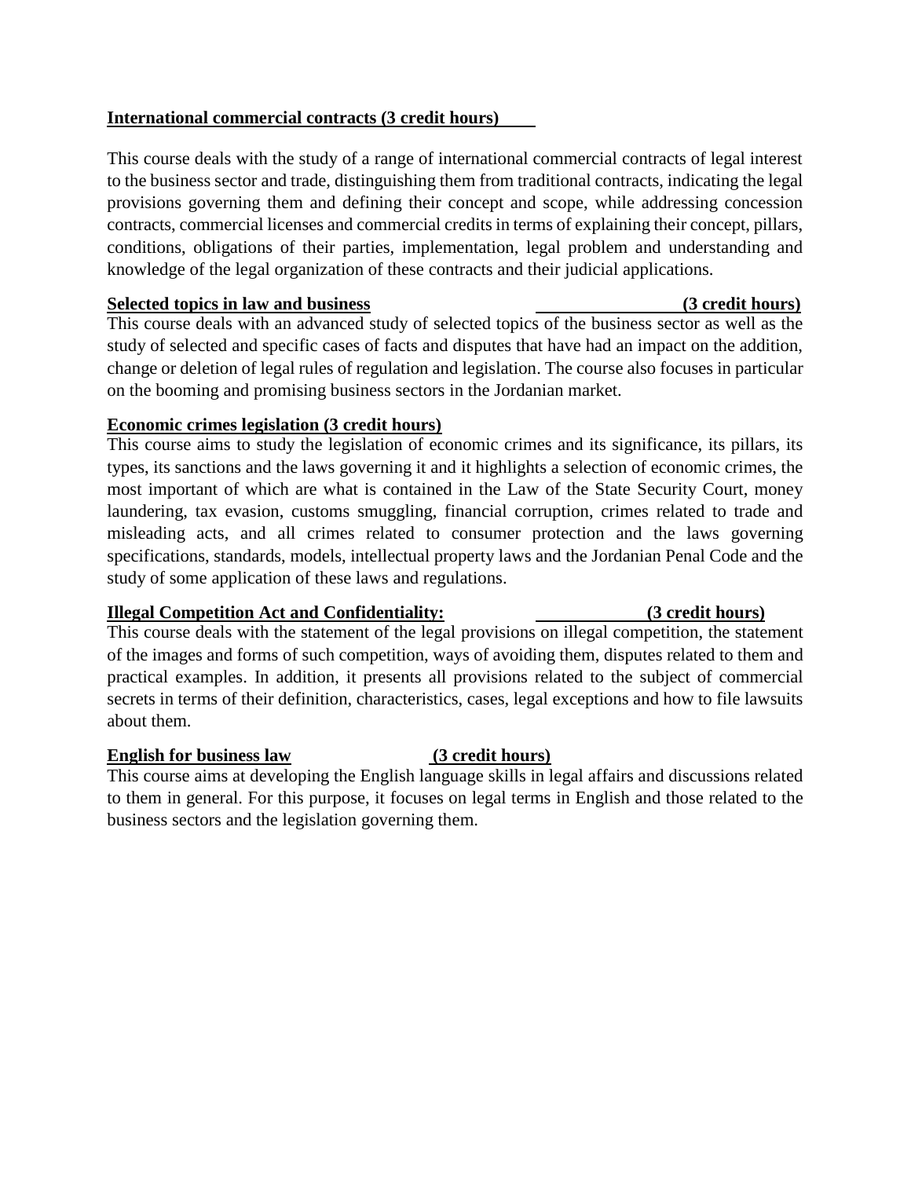**International commercial contracts (3 credit hours)**

This course deals with the study of a range of international commercial contracts of legal interest to the business sector and trade, distinguishing them from traditional contracts, indicating the legal provisions governing them and defining their concept and scope, while addressing concession contracts, commercial licenses and commercial credits in terms of explaining their concept, pillars, conditions, obligations of their parties, implementation, legal problem and understanding and knowledge of the legal organization of these contracts and their judicial applications.

**Selected topics in law and business (3 credit hours)**

This course deals with an advanced study of selected topics of the business sector as well as the study of selected and specific cases of facts and disputes that have had an impact on the addition, change or deletion of legal rules of regulation and legislation. The course also focuses in particular on the booming and promising business sectors in the Jordanian market.

**Economic crimes legislation (3 credit hours)**

This course aims to study the legislation of economic crimes and its significance, its pillars, its types, its sanctions and the laws governing it and it highlights a selection of economic crimes, the most important of which are what is contained in the Law of the State Security Court, money laundering, tax evasion, customs smuggling, financial corruption, crimes related to trade and misleading acts, and all crimes related to consumer protection and the laws governing specifications, standards, models, intellectual property laws and the Jordanian Penal Code and the study of some application of these laws and regulations.

**Illegal Competition Act and Confidentiality: (3 credit hours)**

This course deals with the statement of the legal provisions on illegal competition, the statement of the images and forms of such competition, ways of avoiding them, disputes related to them and practical examples. In addition, it presents all provisions related to the subject of commercial secrets in terms of their definition, characteristics, cases, legal exceptions and how to file lawsuits about them.

**English for business law (3 credit hours)**

This course aims at developing the English language skills in legal affairs and discussions related to them in general. For this purpose, it focuses on legal terms in English and those related to the business sectors and the legislation governing them.